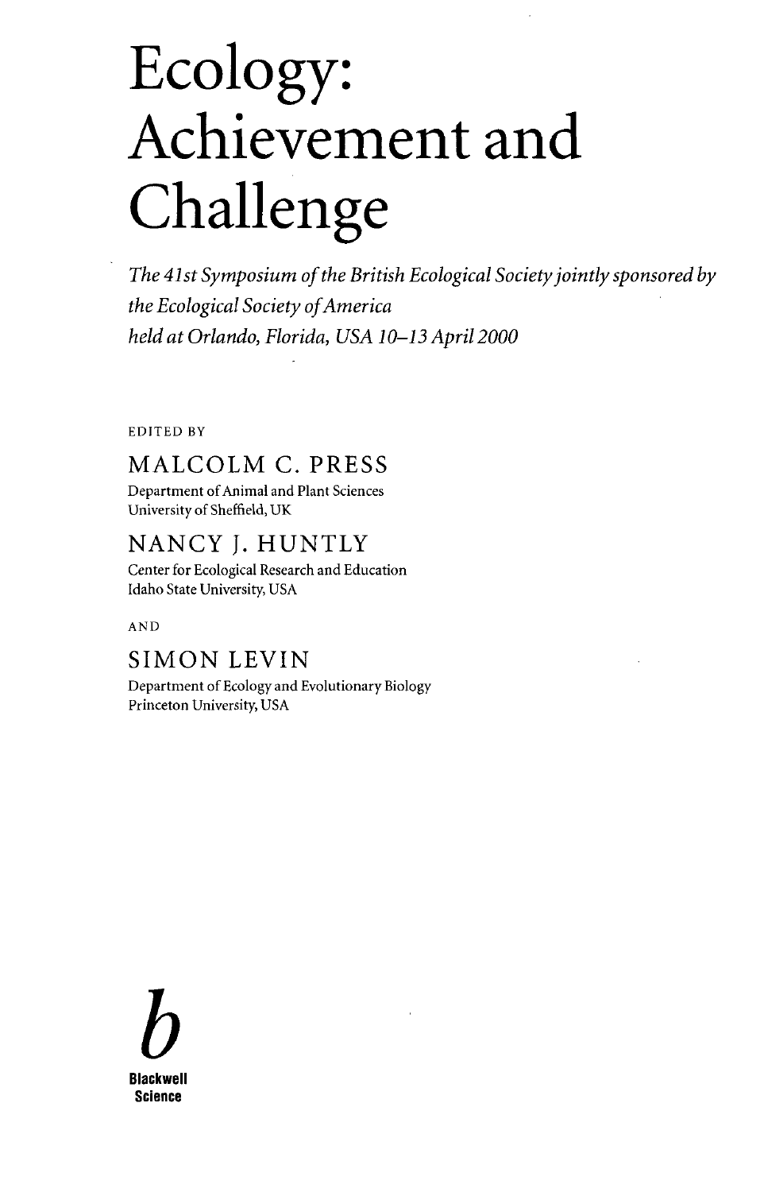# Ecology: Achievement and Challenge

*The 41st Symposium of the British Ecological Society jointly sponsored by the Ecological Society of America held at Orlando, Florida, USA 10–13 April 2000*

EDITED BY

MALCOLM C. PRESS
Department of Animal and Plant Sciences
University of Sheffield, UK

NANCY J. HUNTLY
Center for Ecological Research and Education
Idaho State University, USA

AND

SIMON LEVIN
Department of Ecology and Evolutionary Biology
Princeton University, USA

**b**

**Blackwell Science**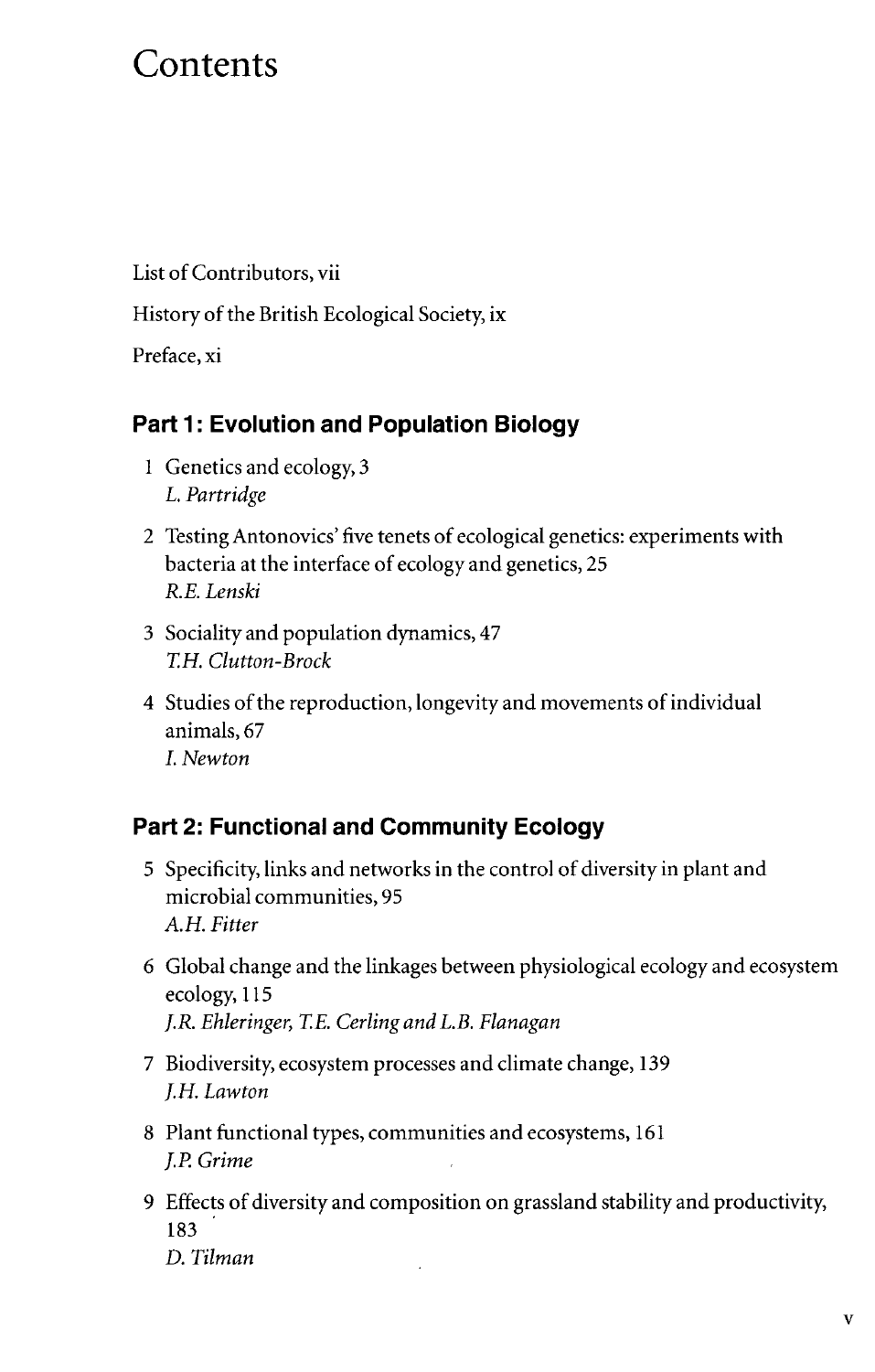# Contents

List of Contributors, vii

History of the British Ecological Society, ix

Preface, xi

## Part 1: Evolution and Population Biology

1 Genetics and ecology, 3
*L. Partridge*

2 Testing Antonovics' five tenets of ecological genetics: experiments with bacteria at the interface of ecology and genetics, 25
*R.E. Lenski*

3 Sociality and population dynamics, 47
*T.H. Clutton-Brock*

4 Studies of the reproduction, longevity and movements of individual animals, 67
*I. Newton*

## Part 2: Functional and Community Ecology

5 Specificity, links and networks in the control of diversity in plant and microbial communities, 95
*A.H. Fitter*

6 Global change and the linkages between physiological ecology and ecosystem ecology, 115
*J.R. Ehleringer, T.E. Cerling and L.B. Flanagan*

7 Biodiversity, ecosystem processes and climate change, 139
*J.H. Lawton*

8 Plant functional types, communities and ecosystems, 161
*J.P. Grime*

9 Effects of diversity and composition on grassland stability and productivity, 183
*D. Tilman*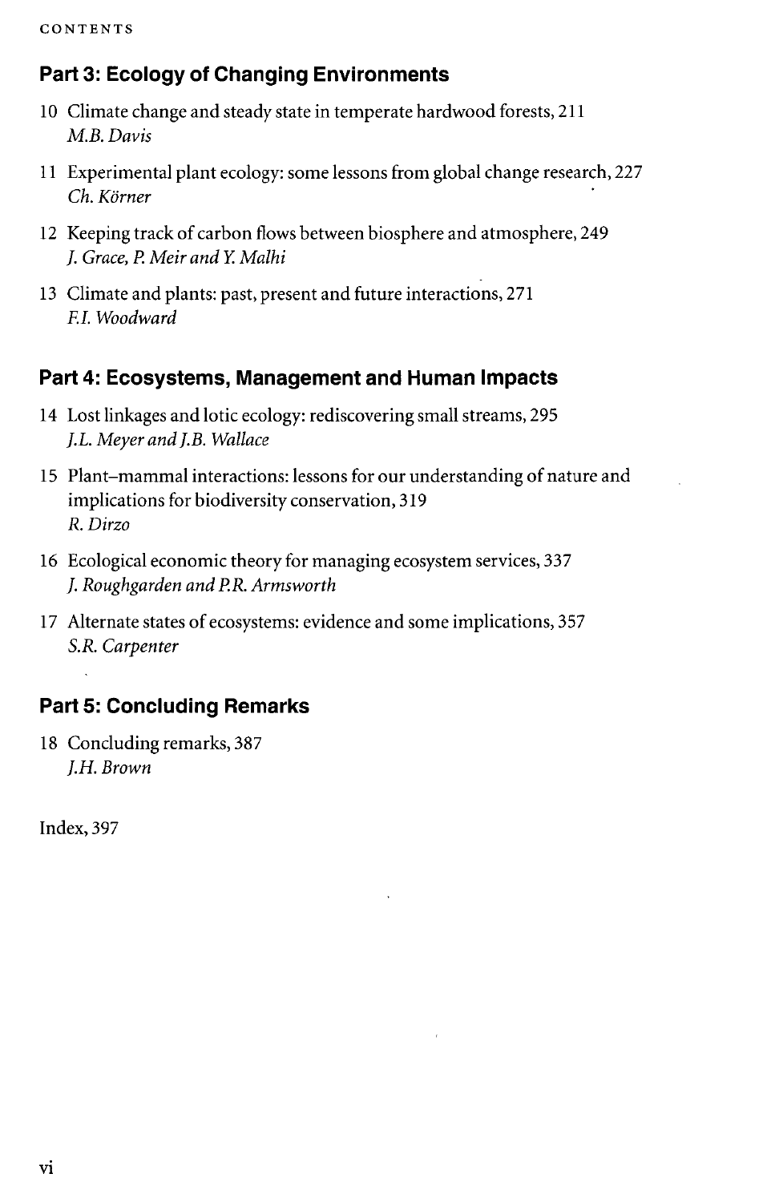## Part 3: Ecology of Changing Environments

10 Climate change and steady state in temperate hardwood forests, 211
*M.B. Davis*

11 Experimental plant ecology: some lessons from global change research, 227
*Ch. Körner*

12 Keeping track of carbon flows between biosphere and atmosphere, 249
*J. Grace, P. Meir and Y. Malhi*

13 Climate and plants: past, present and future interactions, 271
*F.I. Woodward*

## Part 4: Ecosystems, Management and Human Impacts

14 Lost linkages and lotic ecology: rediscovering small streams, 295
*J.L. Meyer and J.B. Wallace*

15 Plant–mammal interactions: lessons for our understanding of nature and implications for biodiversity conservation, 319
*R. Dirzo*

16 Ecological economic theory for managing ecosystem services, 337
*J. Roughgarden and P.R. Armsworth*

17 Alternate states of ecosystems: evidence and some implications, 357
*S.R. Carpenter*

## Part 5: Concluding Remarks

18 Concluding remarks, 387
*J.H. Brown*

Index, 397